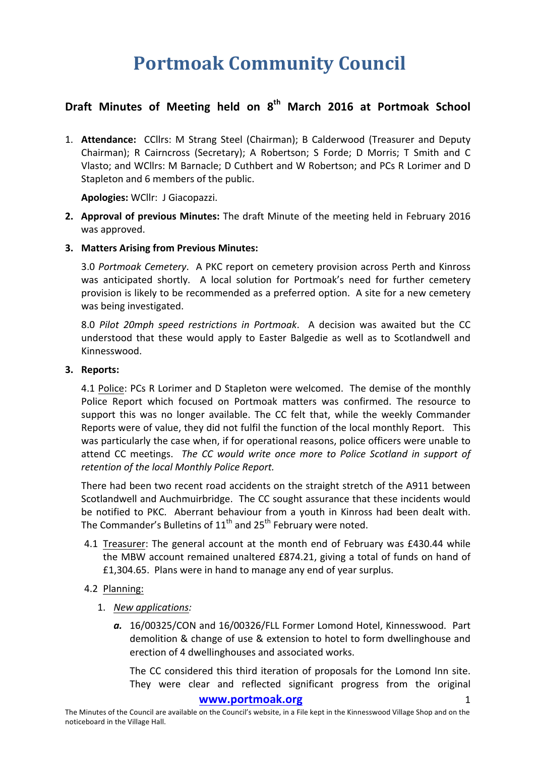# Portmoak Community Council

## Draft Minutes of Meeting held on 8th March 2016 at Portmoak School

1. **Attendance:** CCllrs: M Strang Steel (Chairman); B Calderwood (Treasurer and Deputy Chairman); R Cairncross (Secretary); A Robertson; S Forde; D Morris; T Smith and C Vlasto; and WCllrs: M Barnacle; D Cuthbert and W Robertson; and PCs R Lorimer and D Stapleton and 6 members of the public.

   **Apologies:** WCllr: J Giacopazzi.

2. **Approval of previous Minutes:** The draft Minute of the meeting held in February 2016 was approved.

3. **Matters Arising from Previous Minutes:**

   3.0 *Portmoak Cemetery*. A PKC report on cemetery provision across Perth and Kinross was anticipated shortly. A local solution for Portmoak's need for further cemetery provision is likely to be recommended as a preferred option. A site for a new cemetery was being investigated.

   8.0 *Pilot 20mph speed restrictions in Portmoak*. A decision was awaited but the CC understood that these would apply to Easter Balgedie as well as to Scotlandwell and Kinnesswood.

3. **Reports:**

   4.1 Police: PCs R Lorimer and D Stapleton were welcomed. The demise of the monthly Police Report which focused on Portmoak matters was confirmed. The resource to support this was no longer available. The CC felt that, while the weekly Commander Reports were of value, they did not fulfil the function of the local monthly Report. This was particularly the case when, if for operational reasons, police officers were unable to attend CC meetings. *The CC would write once more to Police Scotland in support of retention of the local Monthly Police Report.*

   There had been two recent road accidents on the straight stretch of the A911 between Scotlandwell and Auchmuirbridge. The CC sought assurance that these incidents would be notified to PKC. Aberrant behaviour from a youth in Kinross had been dealt with. The Commander's Bulletins of 11th and 25th February were noted.

   4.1 Treasurer: The general account at the month end of February was £430.44 while the MBW account remained unaltered £874.21, giving a total of funds on hand of £1,304.65. Plans were in hand to manage any end of year surplus.

   4.2 Planning:

   1. *New applications:*

      ***a.*** 16/00325/CON and 16/00326/FLL Former Lomond Hotel, Kinnesswood. Part demolition & change of use & extension to hotel to form dwellinghouse and erection of 4 dwellinghouses and associated works.

      The CC considered this third iteration of proposals for the Lomond Inn site. They were clear and reflected significant progress from the original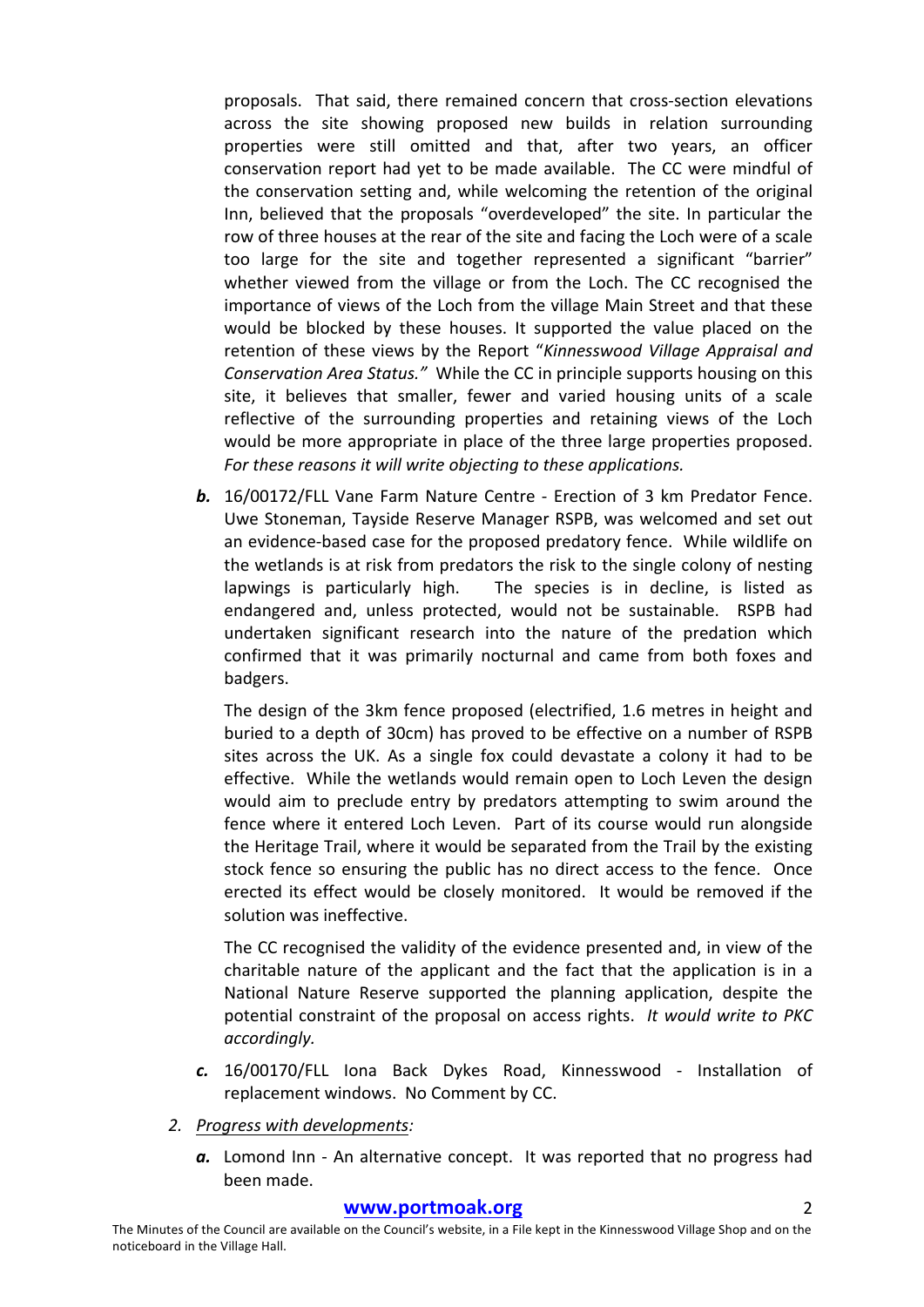proposals. That said, there remained concern that cross-section elevations across the site showing proposed new builds in relation surrounding properties were still omitted and that, after two years, an officer conservation report had yet to be made available. The CC were mindful of the conservation setting and, while welcoming the retention of the original Inn, believed that the proposals "overdeveloped" the site. In particular the row of three houses at the rear of the site and facing the Loch were of a scale too large for the site and together represented a significant "barrier" whether viewed from the village or from the Loch. The CC recognised the importance of views of the Loch from the village Main Street and that these would be blocked by these houses. It supported the value placed on the retention of these views by the Report "*Kinnesswood Village Appraisal and Conservation Area Status.*" While the CC in principle supports housing on this site, it believes that smaller, fewer and varied housing units of a scale reflective of the surrounding properties and retaining views of the Loch would be more appropriate in place of the three large properties proposed. *For these reasons it will write objecting to these applications.*

***b.*** 16/00172/FLL Vane Farm Nature Centre - Erection of 3 km Predator Fence. Uwe Stoneman, Tayside Reserve Manager RSPB, was welcomed and set out an evidence-based case for the proposed predatory fence. While wildlife on the wetlands is at risk from predators the risk to the single colony of nesting lapwings is particularly high. The species is in decline, is listed as endangered and, unless protected, would not be sustainable. RSPB had undertaken significant research into the nature of the predation which confirmed that it was primarily nocturnal and came from both foxes and badgers.

The design of the 3km fence proposed (electrified, 1.6 metres in height and buried to a depth of 30cm) has proved to be effective on a number of RSPB sites across the UK. As a single fox could devastate a colony it had to be effective. While the wetlands would remain open to Loch Leven the design would aim to preclude entry by predators attempting to swim around the fence where it entered Loch Leven. Part of its course would run alongside the Heritage Trail, where it would be separated from the Trail by the existing stock fence so ensuring the public has no direct access to the fence. Once erected its effect would be closely monitored. It would be removed if the solution was ineffective.

The CC recognised the validity of the evidence presented and, in view of the charitable nature of the applicant and the fact that the application is in a National Nature Reserve supported the planning application, despite the potential constraint of the proposal on access rights. *It would write to PKC accordingly.*

***c.*** 16/00170/FLL Iona Back Dykes Road, Kinnesswood - Installation of replacement windows. No Comment by CC.

2. *Progress with developments:*

***a.*** Lomond Inn - An alternative concept. It was reported that no progress had been made.

**www.portmoak.org**

The Minutes of the Council are available on the Council's website, in a File kept in the Kinnesswood Village Shop and on the noticeboard in the Village Hall.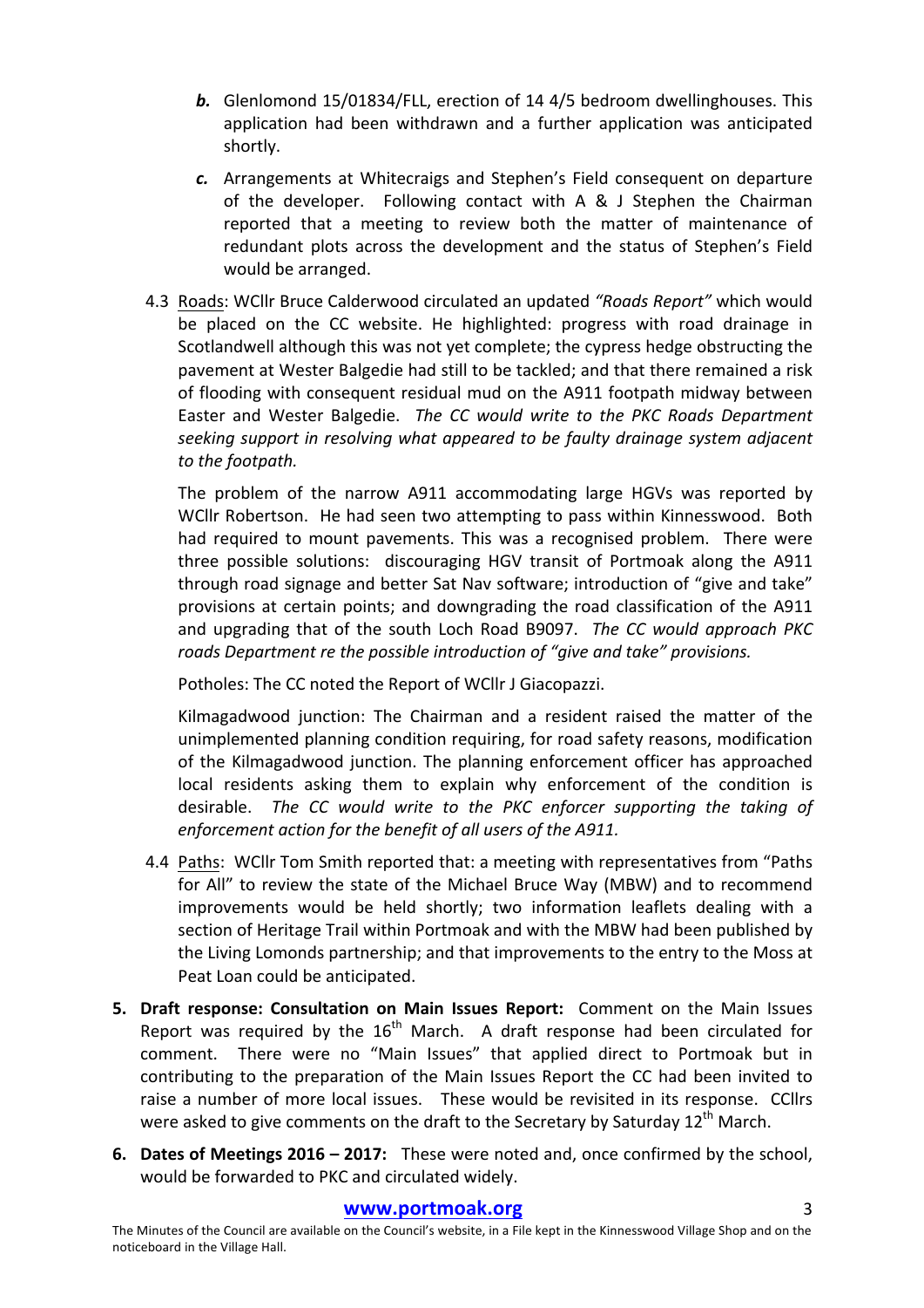*b.* Glenlomond 15/01834/FLL, erection of 14 4/5 bedroom dwellinghouses. This application had been withdrawn and a further application was anticipated shortly.

*c.* Arrangements at Whitecraigs and Stephen's Field consequent on departure of the developer. Following contact with A & J Stephen the Chairman reported that a meeting to review both the matter of maintenance of redundant plots across the development and the status of Stephen's Field would be arranged.

4.3 Roads: WCllr Bruce Calderwood circulated an updated *"Roads Report"* which would be placed on the CC website. He highlighted: progress with road drainage in Scotlandwell although this was not yet complete; the cypress hedge obstructing the pavement at Wester Balgedie had still to be tackled; and that there remained a risk of flooding with consequent residual mud on the A911 footpath midway between Easter and Wester Balgedie. *The CC would write to the PKC Roads Department seeking support in resolving what appeared to be faulty drainage system adjacent to the footpath.*

The problem of the narrow A911 accommodating large HGVs was reported by WCllr Robertson. He had seen two attempting to pass within Kinnesswood. Both had required to mount pavements. This was a recognised problem. There were three possible solutions: discouraging HGV transit of Portmoak along the A911 through road signage and better Sat Nav software; introduction of "give and take" provisions at certain points; and downgrading the road classification of the A911 and upgrading that of the south Loch Road B9097. *The CC would approach PKC roads Department re the possible introduction of "give and take" provisions.*

Potholes: The CC noted the Report of WCllr J Giacopazzi.

Kilmagadwood junction: The Chairman and a resident raised the matter of the unimplemented planning condition requiring, for road safety reasons, modification of the Kilmagadwood junction. The planning enforcement officer has approached local residents asking them to explain why enforcement of the condition is desirable. *The CC would write to the PKC enforcer supporting the taking of enforcement action for the benefit of all users of the A911.*

4.4 Paths: WCllr Tom Smith reported that: a meeting with representatives from "Paths for All" to review the state of the Michael Bruce Way (MBW) and to recommend improvements would be held shortly; two information leaflets dealing with a section of Heritage Trail within Portmoak and with the MBW had been published by the Living Lomonds partnership; and that improvements to the entry to the Moss at Peat Loan could be anticipated.

5. **Draft response: Consultation on Main Issues Report:** Comment on the Main Issues Report was required by the 16th March. A draft response had been circulated for comment. There were no "Main Issues" that applied direct to Portmoak but in contributing to the preparation of the Main Issues Report the CC had been invited to raise a number of more local issues. These would be revisited in its response. CCllrs were asked to give comments on the draft to the Secretary by Saturday 12th March.

6. **Dates of Meetings 2016 – 2017:** These were noted and, once confirmed by the school, would be forwarded to PKC and circulated widely.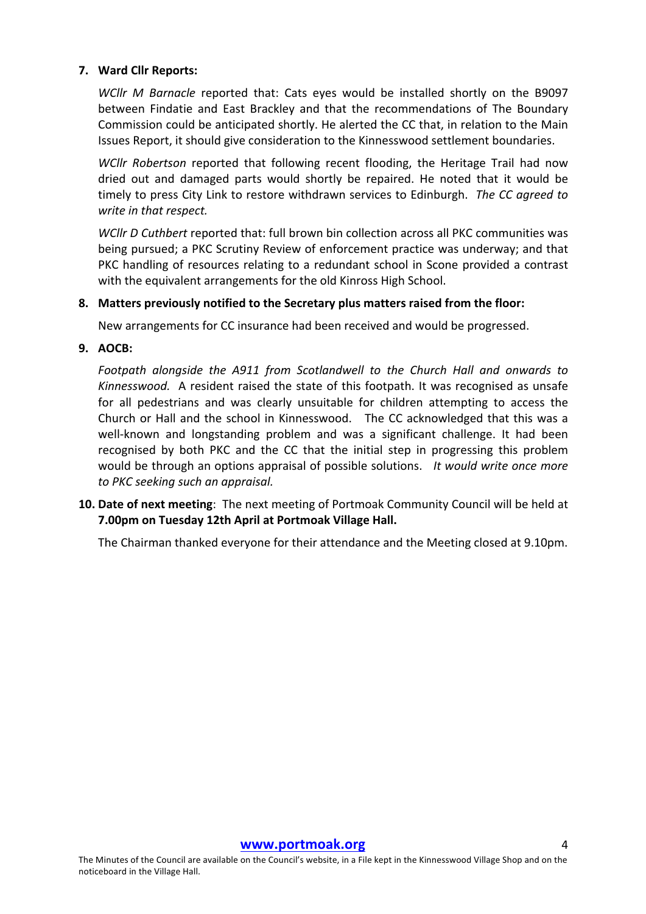7. **Ward Cllr Reports:**

   *WCllr M Barnacle* reported that: Cats eyes would be installed shortly on the B9097 between Findatie and East Brackley and that the recommendations of The Boundary Commission could be anticipated shortly. He alerted the CC that, in relation to the Main Issues Report, it should give consideration to the Kinnesswood settlement boundaries.

   *WCllr Robertson* reported that following recent flooding, the Heritage Trail had now dried out and damaged parts would shortly be repaired. He noted that it would be timely to press City Link to restore withdrawn services to Edinburgh. *The CC agreed to write in that respect.*

   *WCllr D Cuthbert* reported that: full brown bin collection across all PKC communities was being pursued; a PKC Scrutiny Review of enforcement practice was underway; and that PKC handling of resources relating to a redundant school in Scone provided a contrast with the equivalent arrangements for the old Kinross High School.

8. **Matters previously notified to the Secretary plus matters raised from the floor:**

   New arrangements for CC insurance had been received and would be progressed.

9. **AOCB:**

   *Footpath alongside the A911 from Scotlandwell to the Church Hall and onwards to Kinnesswood.* A resident raised the state of this footpath. It was recognised as unsafe for all pedestrians and was clearly unsuitable for children attempting to access the Church or Hall and the school in Kinnesswood. The CC acknowledged that this was a well-known and longstanding problem and was a significant challenge. It had been recognised by both PKC and the CC that the initial step in progressing this problem would be through an options appraisal of possible solutions. *It would write once more to PKC seeking such an appraisal.*

10. **Date of next meeting**: The next meeting of Portmoak Community Council will be held at **7.00pm on Tuesday 12th April at Portmoak Village Hall.**

    The Chairman thanked everyone for their attendance and the Meeting closed at 9.10pm.

**www.portmoak.org**

The Minutes of the Council are available on the Council's website, in a File kept in the Kinnesswood Village Shop and on the noticeboard in the Village Hall.